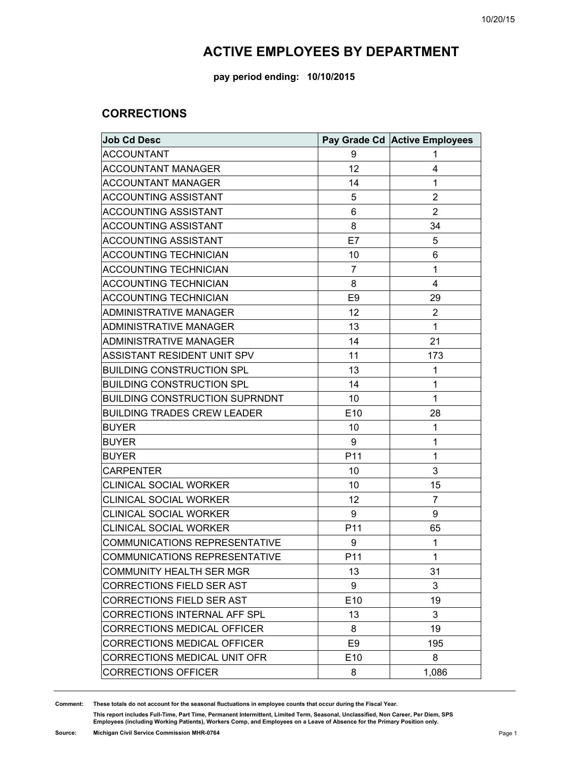# ACTIVE EMPLOYEES BY DEPARTMENT

**pay period ending: 10/10/2015**

## CORRECTIONS

| Job Cd Desc | Pay Grade Cd | Active Employees |
|---|---|---|
| ACCOUNTANT | 9 | 1 |
| ACCOUNTANT MANAGER | 12 | 4 |
| ACCOUNTANT MANAGER | 14 | 1 |
| ACCOUNTING ASSISTANT | 5 | 2 |
| ACCOUNTING ASSISTANT | 6 | 2 |
| ACCOUNTING ASSISTANT | 8 | 34 |
| ACCOUNTING ASSISTANT | E7 | 5 |
| ACCOUNTING TECHNICIAN | 10 | 6 |
| ACCOUNTING TECHNICIAN | 7 | 1 |
| ACCOUNTING TECHNICIAN | 8 | 4 |
| ACCOUNTING TECHNICIAN | E9 | 29 |
| ADMINISTRATIVE MANAGER | 12 | 2 |
| ADMINISTRATIVE MANAGER | 13 | 1 |
| ADMINISTRATIVE MANAGER | 14 | 21 |
| ASSISTANT RESIDENT UNIT SPV | 11 | 173 |
| BUILDING CONSTRUCTION SPL | 13 | 1 |
| BUILDING CONSTRUCTION SPL | 14 | 1 |
| BUILDING CONSTRUCTION SUPRNDNT | 10 | 1 |
| BUILDING TRADES CREW LEADER | E10 | 28 |
| BUYER | 10 | 1 |
| BUYER | 9 | 1 |
| BUYER | P11 | 1 |
| CARPENTER | 10 | 3 |
| CLINICAL SOCIAL WORKER | 10 | 15 |
| CLINICAL SOCIAL WORKER | 12 | 7 |
| CLINICAL SOCIAL WORKER | 9 | 9 |
| CLINICAL SOCIAL WORKER | P11 | 65 |
| COMMUNICATIONS REPRESENTATIVE | 9 | 1 |
| COMMUNICATIONS REPRESENTATIVE | P11 | 1 |
| COMMUNITY HEALTH SER MGR | 13 | 31 |
| CORRECTIONS FIELD SER AST | 9 | 3 |
| CORRECTIONS FIELD SER AST | E10 | 19 |
| CORRECTIONS INTERNAL AFF SPL | 13 | 3 |
| CORRECTIONS MEDICAL OFFICER | 8 | 19 |
| CORRECTIONS MEDICAL OFFICER | E9 | 195 |
| CORRECTIONS MEDICAL UNIT OFR | E10 | 8 |
| CORRECTIONS OFFICER | 8 | 1,086 |

**Comment:** These totals do not account for the seasonal fluctuations in employee counts that occur during the Fiscal Year.

This report includes Full-Time, Part Time, Permanent Intermittent, Limited Term, Seasonal, Unclassified, Non Career, Per Diem, SPS Employees (including Working Patients), Workers Comp, and Employees on a Leave of Absence for the Primary Position only.

**Source:** Michigan Civil Service Commission MHR-0764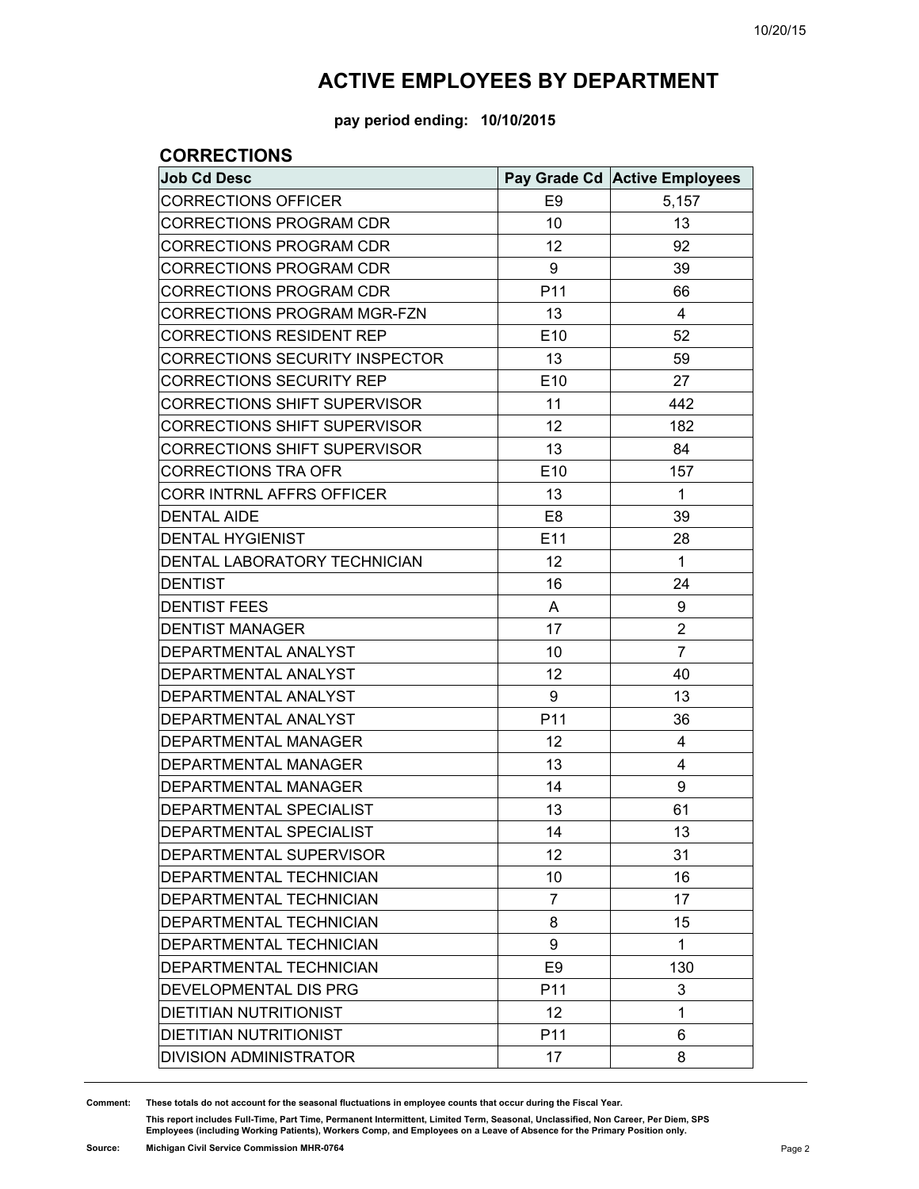# ACTIVE EMPLOYEES BY DEPARTMENT

**pay period ending: 10/10/2015**

## CORRECTIONS

| Job Cd Desc | Pay Grade Cd | Active Employees |
|---|---|---|
| CORRECTIONS OFFICER | E9 | 5,157 |
| CORRECTIONS PROGRAM CDR | 10 | 13 |
| CORRECTIONS PROGRAM CDR | 12 | 92 |
| CORRECTIONS PROGRAM CDR | 9 | 39 |
| CORRECTIONS PROGRAM CDR | P11 | 66 |
| CORRECTIONS PROGRAM MGR-FZN | 13 | 4 |
| CORRECTIONS RESIDENT REP | E10 | 52 |
| CORRECTIONS SECURITY INSPECTOR | 13 | 59 |
| CORRECTIONS SECURITY REP | E10 | 27 |
| CORRECTIONS SHIFT SUPERVISOR | 11 | 442 |
| CORRECTIONS SHIFT SUPERVISOR | 12 | 182 |
| CORRECTIONS SHIFT SUPERVISOR | 13 | 84 |
| CORRECTIONS TRA OFR | E10 | 157 |
| CORR INTRNL AFFRS OFFICER | 13 | 1 |
| DENTAL AIDE | E8 | 39 |
| DENTAL HYGIENIST | E11 | 28 |
| DENTAL LABORATORY TECHNICIAN | 12 | 1 |
| DENTIST | 16 | 24 |
| DENTIST FEES | A | 9 |
| DENTIST MANAGER | 17 | 2 |
| DEPARTMENTAL ANALYST | 10 | 7 |
| DEPARTMENTAL ANALYST | 12 | 40 |
| DEPARTMENTAL ANALYST | 9 | 13 |
| DEPARTMENTAL ANALYST | P11 | 36 |
| DEPARTMENTAL MANAGER | 12 | 4 |
| DEPARTMENTAL MANAGER | 13 | 4 |
| DEPARTMENTAL MANAGER | 14 | 9 |
| DEPARTMENTAL SPECIALIST | 13 | 61 |
| DEPARTMENTAL SPECIALIST | 14 | 13 |
| DEPARTMENTAL SUPERVISOR | 12 | 31 |
| DEPARTMENTAL TECHNICIAN | 10 | 16 |
| DEPARTMENTAL TECHNICIAN | 7 | 17 |
| DEPARTMENTAL TECHNICIAN | 8 | 15 |
| DEPARTMENTAL TECHNICIAN | 9 | 1 |
| DEPARTMENTAL TECHNICIAN | E9 | 130 |
| DEVELOPMENTAL DIS PRG | P11 | 3 |
| DIETITIAN NUTRITIONIST | 12 | 1 |
| DIETITIAN NUTRITIONIST | P11 | 6 |
| DIVISION ADMINISTRATOR | 17 | 8 |

**Comment:** These totals do not account for the seasonal fluctuations in employee counts that occur during the Fiscal Year.

This report includes Full-Time, Part Time, Permanent Intermittent, Limited Term, Seasonal, Unclassified, Non Career, Per Diem, SPS Employees (including Working Patients), Workers Comp, and Employees on a Leave of Absence for the Primary Position only.

**Source:** Michigan Civil Service Commission MHR-0764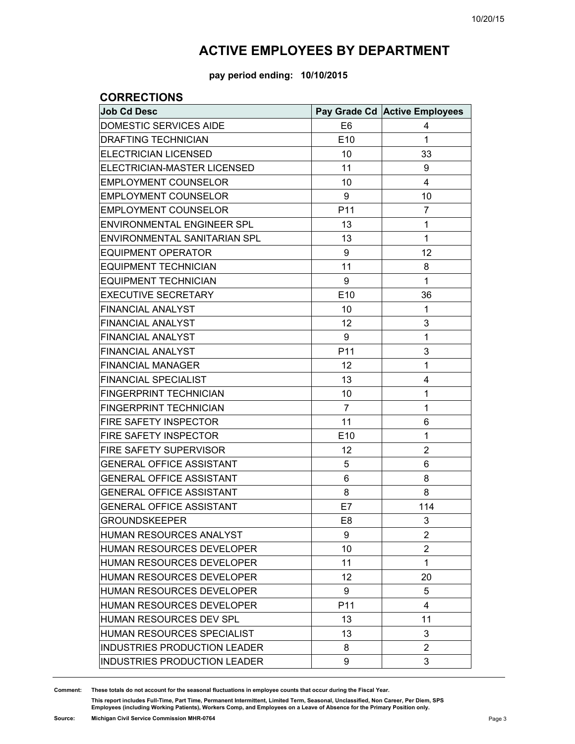# ACTIVE EMPLOYEES BY DEPARTMENT

**pay period ending: 10/10/2015**

## CORRECTIONS

| Job Cd Desc | Pay Grade Cd | Active Employees |
|---|---|---|
| DOMESTIC SERVICES AIDE | E6 | 4 |
| DRAFTING TECHNICIAN | E10 | 1 |
| ELECTRICIAN LICENSED | 10 | 33 |
| ELECTRICIAN-MASTER LICENSED | 11 | 9 |
| EMPLOYMENT COUNSELOR | 10 | 4 |
| EMPLOYMENT COUNSELOR | 9 | 10 |
| EMPLOYMENT COUNSELOR | P11 | 7 |
| ENVIRONMENTAL ENGINEER SPL | 13 | 1 |
| ENVIRONMENTAL SANITARIAN SPL | 13 | 1 |
| EQUIPMENT OPERATOR | 9 | 12 |
| EQUIPMENT TECHNICIAN | 11 | 8 |
| EQUIPMENT TECHNICIAN | 9 | 1 |
| EXECUTIVE SECRETARY | E10 | 36 |
| FINANCIAL ANALYST | 10 | 1 |
| FINANCIAL ANALYST | 12 | 3 |
| FINANCIAL ANALYST | 9 | 1 |
| FINANCIAL ANALYST | P11 | 3 |
| FINANCIAL MANAGER | 12 | 1 |
| FINANCIAL SPECIALIST | 13 | 4 |
| FINGERPRINT TECHNICIAN | 10 | 1 |
| FINGERPRINT TECHNICIAN | 7 | 1 |
| FIRE SAFETY INSPECTOR | 11 | 6 |
| FIRE SAFETY INSPECTOR | E10 | 1 |
| FIRE SAFETY SUPERVISOR | 12 | 2 |
| GENERAL OFFICE ASSISTANT | 5 | 6 |
| GENERAL OFFICE ASSISTANT | 6 | 8 |
| GENERAL OFFICE ASSISTANT | 8 | 8 |
| GENERAL OFFICE ASSISTANT | E7 | 114 |
| GROUNDSKEEPER | E8 | 3 |
| HUMAN RESOURCES ANALYST | 9 | 2 |
| HUMAN RESOURCES DEVELOPER | 10 | 2 |
| HUMAN RESOURCES DEVELOPER | 11 | 1 |
| HUMAN RESOURCES DEVELOPER | 12 | 20 |
| HUMAN RESOURCES DEVELOPER | 9 | 5 |
| HUMAN RESOURCES DEVELOPER | P11 | 4 |
| HUMAN RESOURCES DEV SPL | 13 | 11 |
| HUMAN RESOURCES SPECIALIST | 13 | 3 |
| INDUSTRIES PRODUCTION LEADER | 8 | 2 |
| INDUSTRIES PRODUCTION LEADER | 9 | 3 |

**Comment:** These totals do not account for the seasonal fluctuations in employee counts that occur during the Fiscal Year.

This report includes Full-Time, Part Time, Permanent Intermittent, Limited Term, Seasonal, Unclassified, Non Career, Per Diem, SPS Employees (including Working Patients), Workers Comp, and Employees on a Leave of Absence for the Primary Position only.

**Source:** Michigan Civil Service Commission MHR-0764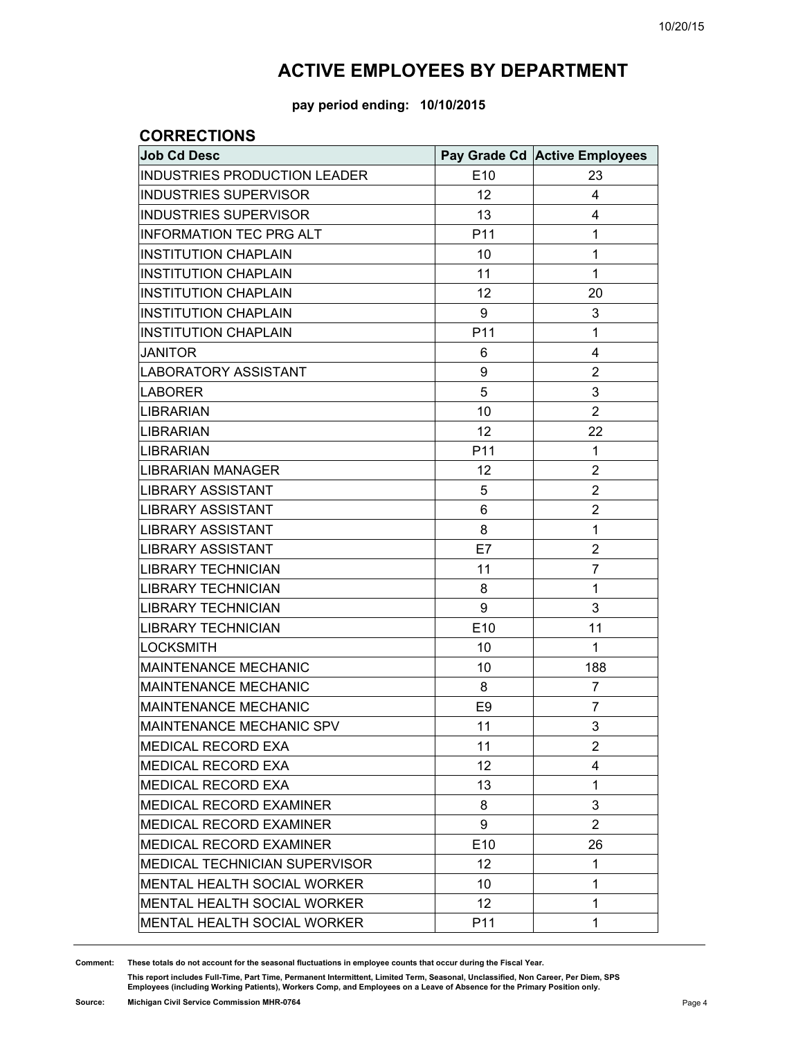# ACTIVE EMPLOYEES BY DEPARTMENT

**pay period ending: 10/10/2015**

## CORRECTIONS

| Job Cd Desc | Pay Grade Cd | Active Employees |
|---|---|---|
| INDUSTRIES PRODUCTION LEADER | E10 | 23 |
| INDUSTRIES SUPERVISOR | 12 | 4 |
| INDUSTRIES SUPERVISOR | 13 | 4 |
| INFORMATION TEC PRG ALT | P11 | 1 |
| INSTITUTION CHAPLAIN | 10 | 1 |
| INSTITUTION CHAPLAIN | 11 | 1 |
| INSTITUTION CHAPLAIN | 12 | 20 |
| INSTITUTION CHAPLAIN | 9 | 3 |
| INSTITUTION CHAPLAIN | P11 | 1 |
| JANITOR | 6 | 4 |
| LABORATORY ASSISTANT | 9 | 2 |
| LABORER | 5 | 3 |
| LIBRARIAN | 10 | 2 |
| LIBRARIAN | 12 | 22 |
| LIBRARIAN | P11 | 1 |
| LIBRARIAN MANAGER | 12 | 2 |
| LIBRARY ASSISTANT | 5 | 2 |
| LIBRARY ASSISTANT | 6 | 2 |
| LIBRARY ASSISTANT | 8 | 1 |
| LIBRARY ASSISTANT | E7 | 2 |
| LIBRARY TECHNICIAN | 11 | 7 |
| LIBRARY TECHNICIAN | 8 | 1 |
| LIBRARY TECHNICIAN | 9 | 3 |
| LIBRARY TECHNICIAN | E10 | 11 |
| LOCKSMITH | 10 | 1 |
| MAINTENANCE MECHANIC | 10 | 188 |
| MAINTENANCE MECHANIC | 8 | 7 |
| MAINTENANCE MECHANIC | E9 | 7 |
| MAINTENANCE MECHANIC SPV | 11 | 3 |
| MEDICAL RECORD EXA | 11 | 2 |
| MEDICAL RECORD EXA | 12 | 4 |
| MEDICAL RECORD EXA | 13 | 1 |
| MEDICAL RECORD EXAMINER | 8 | 3 |
| MEDICAL RECORD EXAMINER | 9 | 2 |
| MEDICAL RECORD EXAMINER | E10 | 26 |
| MEDICAL TECHNICIAN SUPERVISOR | 12 | 1 |
| MENTAL HEALTH SOCIAL WORKER | 10 | 1 |
| MENTAL HEALTH SOCIAL WORKER | 12 | 1 |
| MENTAL HEALTH SOCIAL WORKER | P11 | 1 |

**Comment:** These totals do not account for the seasonal fluctuations in employee counts that occur during the Fiscal Year.

This report includes Full-Time, Part Time, Permanent Intermittent, Limited Term, Seasonal, Unclassified, Non Career, Per Diem, SPS Employees (including Working Patients), Workers Comp, and Employees on a Leave of Absence for the Primary Position only.

**Source:** Michigan Civil Service Commission MHR-0764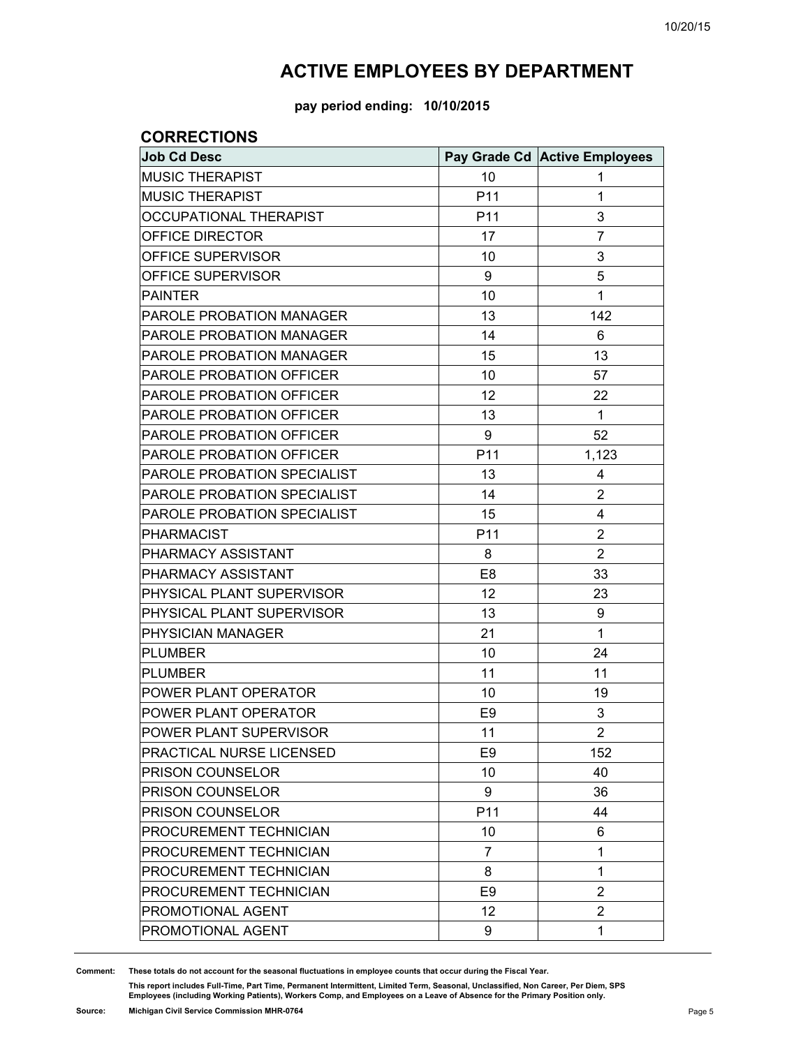# ACTIVE EMPLOYEES BY DEPARTMENT

**pay period ending: 10/10/2015**

## CORRECTIONS

| Job Cd Desc | Pay Grade Cd | Active Employees |
|---|---|---|
| MUSIC THERAPIST | 10 | 1 |
| MUSIC THERAPIST | P11 | 1 |
| OCCUPATIONAL THERAPIST | P11 | 3 |
| OFFICE DIRECTOR | 17 | 7 |
| OFFICE SUPERVISOR | 10 | 3 |
| OFFICE SUPERVISOR | 9 | 5 |
| PAINTER | 10 | 1 |
| PAROLE PROBATION MANAGER | 13 | 142 |
| PAROLE PROBATION MANAGER | 14 | 6 |
| PAROLE PROBATION MANAGER | 15 | 13 |
| PAROLE PROBATION OFFICER | 10 | 57 |
| PAROLE PROBATION OFFICER | 12 | 22 |
| PAROLE PROBATION OFFICER | 13 | 1 |
| PAROLE PROBATION OFFICER | 9 | 52 |
| PAROLE PROBATION OFFICER | P11 | 1,123 |
| PAROLE PROBATION SPECIALIST | 13 | 4 |
| PAROLE PROBATION SPECIALIST | 14 | 2 |
| PAROLE PROBATION SPECIALIST | 15 | 4 |
| PHARMACIST | P11 | 2 |
| PHARMACY ASSISTANT | 8 | 2 |
| PHARMACY ASSISTANT | E8 | 33 |
| PHYSICAL PLANT SUPERVISOR | 12 | 23 |
| PHYSICAL PLANT SUPERVISOR | 13 | 9 |
| PHYSICIAN MANAGER | 21 | 1 |
| PLUMBER | 10 | 24 |
| PLUMBER | 11 | 11 |
| POWER PLANT OPERATOR | 10 | 19 |
| POWER PLANT OPERATOR | E9 | 3 |
| POWER PLANT SUPERVISOR | 11 | 2 |
| PRACTICAL NURSE LICENSED | E9 | 152 |
| PRISON COUNSELOR | 10 | 40 |
| PRISON COUNSELOR | 9 | 36 |
| PRISON COUNSELOR | P11 | 44 |
| PROCUREMENT TECHNICIAN | 10 | 6 |
| PROCUREMENT TECHNICIAN | 7 | 1 |
| PROCUREMENT TECHNICIAN | 8 | 1 |
| PROCUREMENT TECHNICIAN | E9 | 2 |
| PROMOTIONAL AGENT | 12 | 2 |
| PROMOTIONAL AGENT | 9 | 1 |

**Comment:** These totals do not account for the seasonal fluctuations in employee counts that occur during the Fiscal Year.

This report includes Full-Time, Part Time, Permanent Intermittent, Limited Term, Seasonal, Unclassified, Non Career, Per Diem, SPS Employees (including Working Patients), Workers Comp, and Employees on a Leave of Absence for the Primary Position only.

**Source:** Michigan Civil Service Commission MHR-0764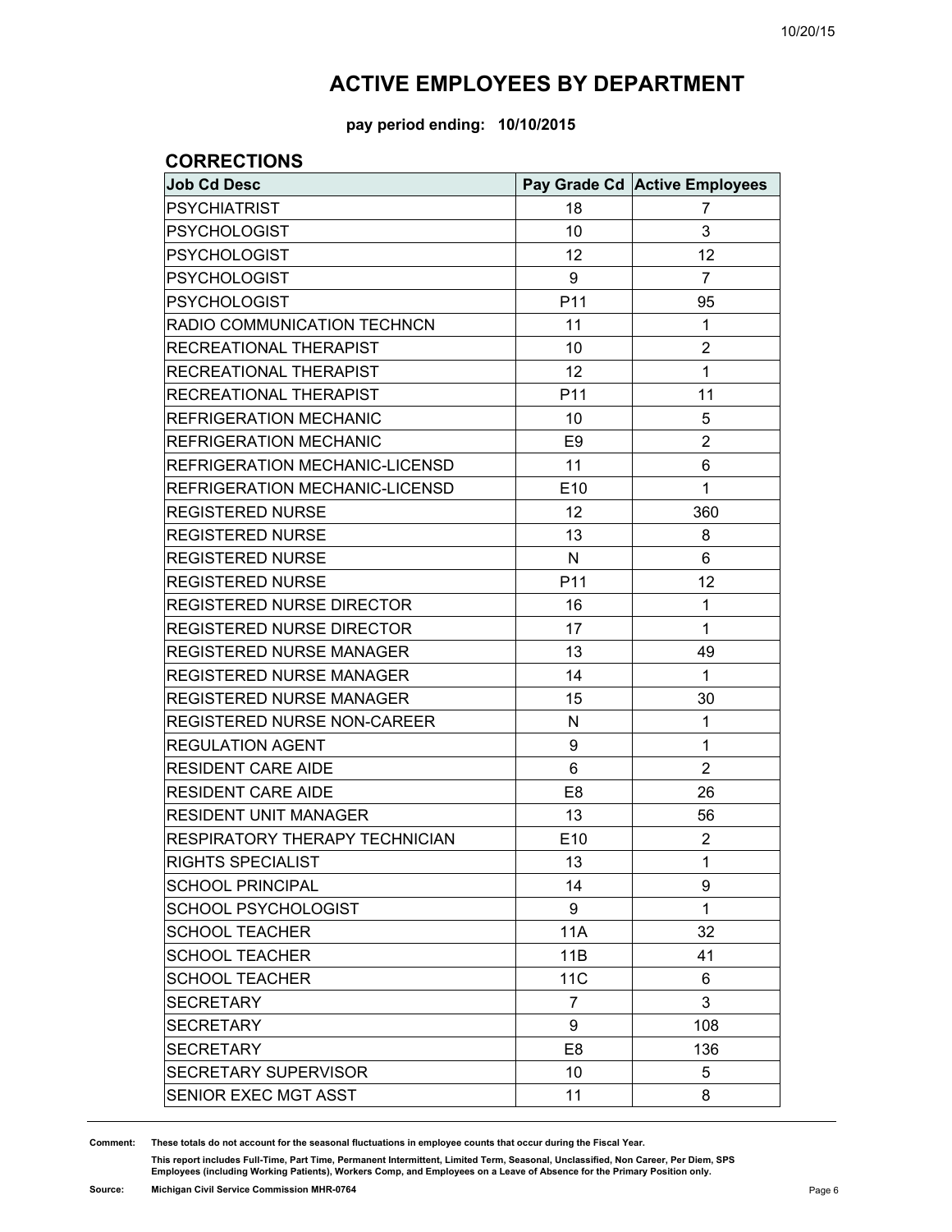# ACTIVE EMPLOYEES BY DEPARTMENT

**pay period ending: 10/10/2015**

## CORRECTIONS

| Job Cd Desc | Pay Grade Cd | Active Employees |
|---|---|---|
| PSYCHIATRIST | 18 | 7 |
| PSYCHOLOGIST | 10 | 3 |
| PSYCHOLOGIST | 12 | 12 |
| PSYCHOLOGIST | 9 | 7 |
| PSYCHOLOGIST | P11 | 95 |
| RADIO COMMUNICATION TECHNCN | 11 | 1 |
| RECREATIONAL THERAPIST | 10 | 2 |
| RECREATIONAL THERAPIST | 12 | 1 |
| RECREATIONAL THERAPIST | P11 | 11 |
| REFRIGERATION MECHANIC | 10 | 5 |
| REFRIGERATION MECHANIC | E9 | 2 |
| REFRIGERATION MECHANIC-LICENSD | 11 | 6 |
| REFRIGERATION MECHANIC-LICENSD | E10 | 1 |
| REGISTERED NURSE | 12 | 360 |
| REGISTERED NURSE | 13 | 8 |
| REGISTERED NURSE | N | 6 |
| REGISTERED NURSE | P11 | 12 |
| REGISTERED NURSE DIRECTOR | 16 | 1 |
| REGISTERED NURSE DIRECTOR | 17 | 1 |
| REGISTERED NURSE MANAGER | 13 | 49 |
| REGISTERED NURSE MANAGER | 14 | 1 |
| REGISTERED NURSE MANAGER | 15 | 30 |
| REGISTERED NURSE NON-CAREER | N | 1 |
| REGULATION AGENT | 9 | 1 |
| RESIDENT CARE AIDE | 6 | 2 |
| RESIDENT CARE AIDE | E8 | 26 |
| RESIDENT UNIT MANAGER | 13 | 56 |
| RESPIRATORY THERAPY TECHNICIAN | E10 | 2 |
| RIGHTS SPECIALIST | 13 | 1 |
| SCHOOL PRINCIPAL | 14 | 9 |
| SCHOOL PSYCHOLOGIST | 9 | 1 |
| SCHOOL TEACHER | 11A | 32 |
| SCHOOL TEACHER | 11B | 41 |
| SCHOOL TEACHER | 11C | 6 |
| SECRETARY | 7 | 3 |
| SECRETARY | 9 | 108 |
| SECRETARY | E8 | 136 |
| SECRETARY SUPERVISOR | 10 | 5 |
| SENIOR EXEC MGT ASST | 11 | 8 |

**Comment:** These totals do not account for the seasonal fluctuations in employee counts that occur during the Fiscal Year.

This report includes Full-Time, Part Time, Permanent Intermittent, Limited Term, Seasonal, Unclassified, Non Career, Per Diem, SPS Employees (including Working Patients), Workers Comp, and Employees on a Leave of Absence for the Primary Position only.

**Source:** Michigan Civil Service Commission MHR-0764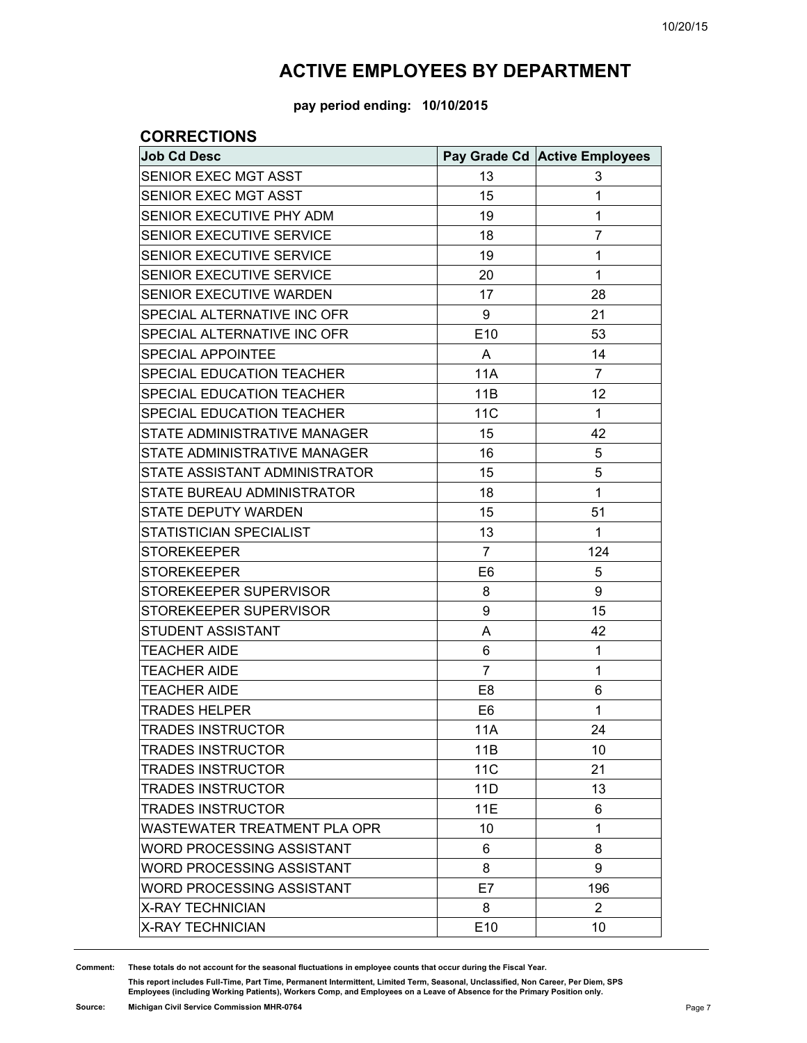# ACTIVE EMPLOYEES BY DEPARTMENT

**pay period ending: 10/10/2015**

## CORRECTIONS

| Job Cd Desc | Pay Grade Cd | Active Employees |
|---|---|---|
| SENIOR EXEC MGT ASST | 13 | 3 |
| SENIOR EXEC MGT ASST | 15 | 1 |
| SENIOR EXECUTIVE PHY ADM | 19 | 1 |
| SENIOR EXECUTIVE SERVICE | 18 | 7 |
| SENIOR EXECUTIVE SERVICE | 19 | 1 |
| SENIOR EXECUTIVE SERVICE | 20 | 1 |
| SENIOR EXECUTIVE WARDEN | 17 | 28 |
| SPECIAL ALTERNATIVE INC OFR | 9 | 21 |
| SPECIAL ALTERNATIVE INC OFR | E10 | 53 |
| SPECIAL APPOINTEE | A | 14 |
| SPECIAL EDUCATION TEACHER | 11A | 7 |
| SPECIAL EDUCATION TEACHER | 11B | 12 |
| SPECIAL EDUCATION TEACHER | 11C | 1 |
| STATE ADMINISTRATIVE MANAGER | 15 | 42 |
| STATE ADMINISTRATIVE MANAGER | 16 | 5 |
| STATE ASSISTANT ADMINISTRATOR | 15 | 5 |
| STATE BUREAU ADMINISTRATOR | 18 | 1 |
| STATE DEPUTY WARDEN | 15 | 51 |
| STATISTICIAN SPECIALIST | 13 | 1 |
| STOREKEEPER | 7 | 124 |
| STOREKEEPER | E6 | 5 |
| STOREKEEPER SUPERVISOR | 8 | 9 |
| STOREKEEPER SUPERVISOR | 9 | 15 |
| STUDENT ASSISTANT | A | 42 |
| TEACHER AIDE | 6 | 1 |
| TEACHER AIDE | 7 | 1 |
| TEACHER AIDE | E8 | 6 |
| TRADES HELPER | E6 | 1 |
| TRADES INSTRUCTOR | 11A | 24 |
| TRADES INSTRUCTOR | 11B | 10 |
| TRADES INSTRUCTOR | 11C | 21 |
| TRADES INSTRUCTOR | 11D | 13 |
| TRADES INSTRUCTOR | 11E | 6 |
| WASTEWATER TREATMENT PLA OPR | 10 | 1 |
| WORD PROCESSING ASSISTANT | 6 | 8 |
| WORD PROCESSING ASSISTANT | 8 | 9 |
| WORD PROCESSING ASSISTANT | E7 | 196 |
| X-RAY TECHNICIAN | 8 | 2 |
| X-RAY TECHNICIAN | E10 | 10 |

**Comment:** These totals do not account for the seasonal fluctuations in employee counts that occur during the Fiscal Year.

This report includes Full-Time, Part Time, Permanent Intermittent, Limited Term, Seasonal, Unclassified, Non Career, Per Diem, SPS Employees (including Working Patients), Workers Comp, and Employees on a Leave of Absence for the Primary Position only.

**Source:** Michigan Civil Service Commission MHR-0764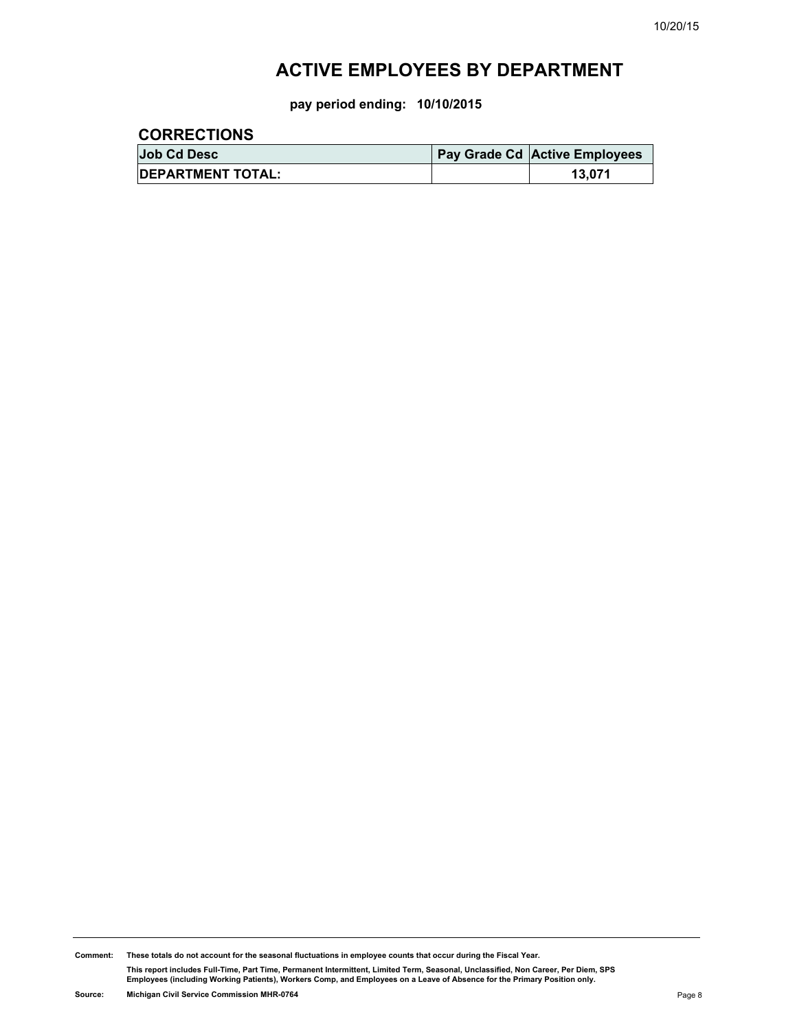# ACTIVE EMPLOYEES BY DEPARTMENT

**pay period ending: 10/10/2015**

## CORRECTIONS

| Job Cd Desc | Pay Grade Cd | Active Employees |
|---|---|---|
| **DEPARTMENT TOTAL:** | | **13,071** |

**Comment:** These totals do not account for the seasonal fluctuations in employee counts that occur during the Fiscal Year.

This report includes Full-Time, Part Time, Permanent Intermittent, Limited Term, Seasonal, Unclassified, Non Career, Per Diem, SPS Employees (including Working Patients), Workers Comp, and Employees on a Leave of Absence for the Primary Position only.

**Source:** Michigan Civil Service Commission MHR-0764